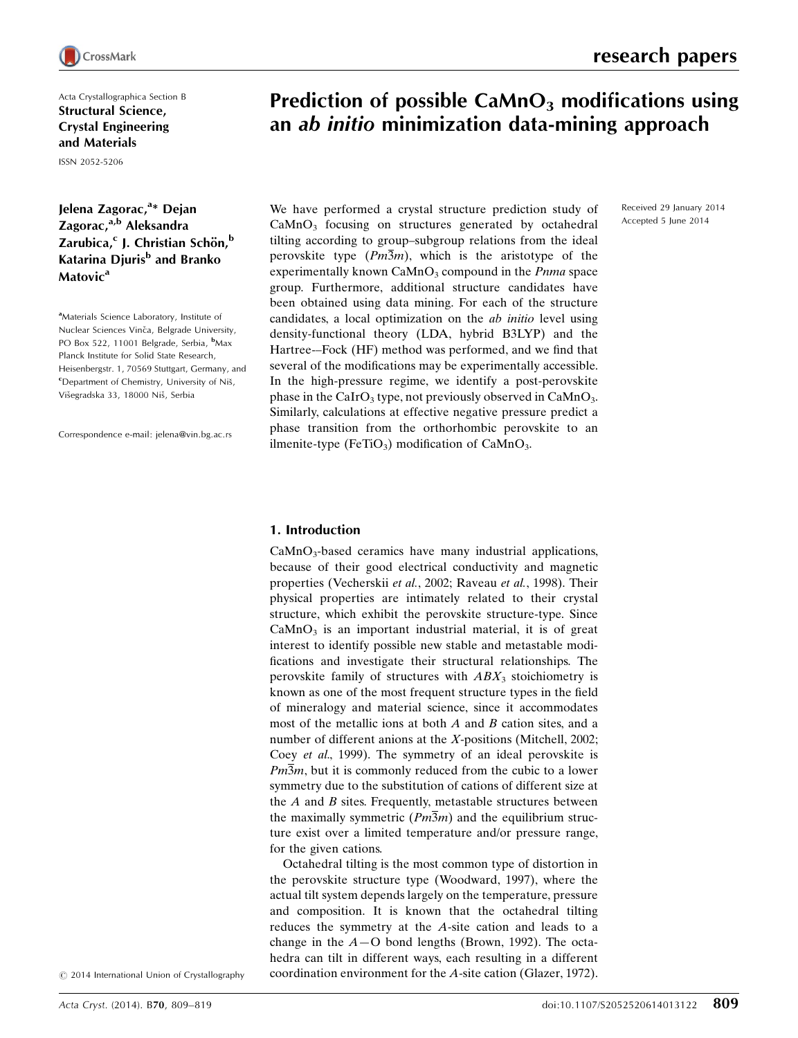Acta Crystallographica Section B
**Structural Science, Crystal Engineering and Materials**

ISSN 2052-5206

# Prediction of possible $CaMnO_3$ modifications using an *ab initio* minimization data-mining approach

**Jelena Zagorac,[a]* Dejan Zagorac,[a,b] Aleksandra Zarubica,[c] J. Christian Schön,[b] Katarina Djuris[b] and Branko Matovic[a]**

[a]Materials Science Laboratory, Institute of Nuclear Sciences Vinča, Belgrade University, PO Box 522, 11001 Belgrade, Serbia, [b]Max Planck Institute for Solid State Research, Heisenbergstr. 1, 70569 Stuttgart, Germany, and [c]Department of Chemistry, University of Niš, Višegradska 33, 18000 Niš, Serbia

Correspondence e-mail: jelena@vin.bg.ac.rs

Received 29 January 2014
Accepted 5 June 2014

We have performed a crystal structure prediction study of $CaMnO_3$ focusing on structures generated by octahedral tilting according to group–subgroup relations from the ideal perovskite type ($Pm\overline{3}m$), which is the aristotype of the experimentally known $CaMnO_3$ compound in the *Pnma* space group. Furthermore, additional structure candidates have been obtained using data mining. For each of the structure candidates, a local optimization on the *ab initio* level using density-functional theory (LDA, hybrid B3LYP) and the Hartree--Fock (HF) method was performed, and we find that several of the modifications may be experimentally accessible. In the high-pressure regime, we identify a post-perovskite phase in the $CaIrO_3$ type, not previously observed in $CaMnO_3$. Similarly, calculations at effective negative pressure predict a phase transition from the orthorhombic perovskite to an ilmenite-type ($FeTiO_3$) modification of $CaMnO_3$.

## 1. Introduction

$CaMnO_3$-based ceramics have many industrial applications, because of their good electrical conductivity and magnetic properties (Vecherskii *et al.*, 2002; Raveau *et al.*, 1998). Their physical properties are intimately related to their crystal structure, which exhibit the perovskite structure-type. Since $CaMnO_3$ is an important industrial material, it is of great interest to identify possible new stable and metastable modifications and investigate their structural relationships. The perovskite family of structures with $ABX_3$ stoichiometry is known as one of the most frequent structure types in the field of mineralogy and material science, since it accommodates most of the metallic ions at both *A* and *B* cation sites, and a number of different anions at the *X*-positions (Mitchell, 2002; Coey *et al.*, 1999). The symmetry of an ideal perovskite is $Pm\overline{3}m$, but it is commonly reduced from the cubic to a lower symmetry due to the substitution of cations of different size at the *A* and *B* sites. Frequently, metastable structures between the maximally symmetric ($Pm\overline{3}m$) and the equilibrium structure exist over a limited temperature and/or pressure range, for the given cations.

Octahedral tilting is the most common type of distortion in the perovskite structure type (Woodward, 1997), where the actual tilt system depends largely on the temperature, pressure and composition. It is known that the octahedral tilting reduces the symmetry at the *A*-site cation and leads to a change in the *A*—O bond lengths (Brown, 1992). The octahedra can tilt in different ways, each resulting in a different coordination environment for the *A*-site cation (Glazer, 1972).

© 2014 International Union of Crystallography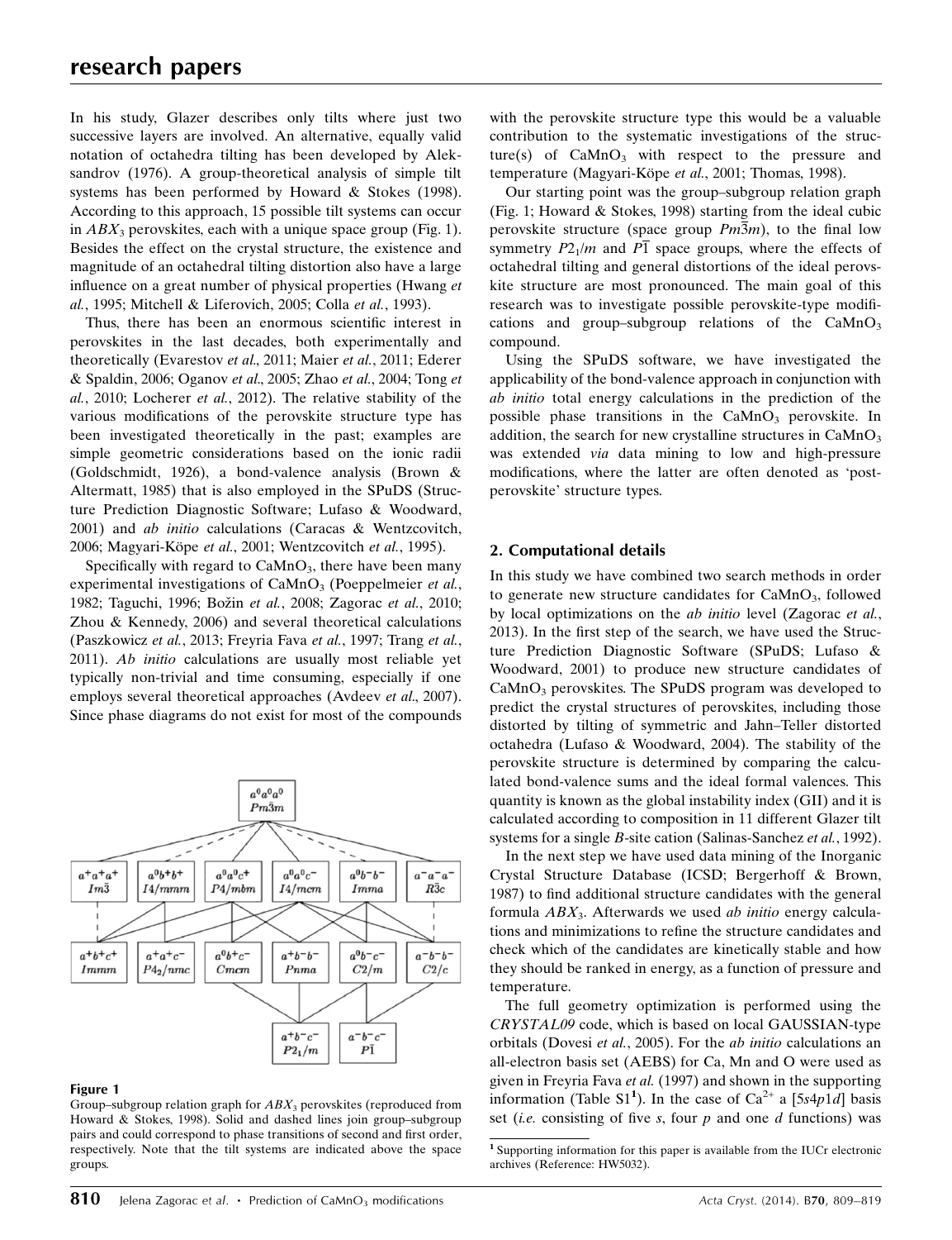In his study, Glazer describes only tilts where just two successive layers are involved. An alternative, equally valid notation of octahedra tilting has been developed by Aleksandrov (1976). A group-theoretical analysis of simple tilt systems has been performed by Howard & Stokes (1998). According to this approach, 15 possible tilt systems can occur in $ABX_3$ perovskites, each with a unique space group (Fig. 1). Besides the effect on the crystal structure, the existence and magnitude of an octahedral tilting distortion also have a large influence on a great number of physical properties (Hwang *et al.*, 1995; Mitchell & Liferovich, 2005; Colla *et al.*, 1993).

Thus, there has been an enormous scientific interest in perovskites in the last decades, both experimentally and theoretically (Evarestov *et al.*, 2011; Maier *et al.*, 2011; Ederer & Spaldin, 2006; Oganov *et al.*, 2005; Zhao *et al.*, 2004; Tong *et al.*, 2010; Locherer *et al.*, 2012). The relative stability of the various modifications of the perovskite structure type has been investigated theoretically in the past; examples are simple geometric considerations based on the ionic radii (Goldschmidt, 1926), a bond-valence analysis (Brown & Altermatt, 1985) that is also employed in the SPuDS (Structure Prediction Diagnostic Software; Lufaso & Woodward, 2001) and *ab initio* calculations (Caracas & Wentzcovitch, 2006; Magyari-Köpe *et al.*, 2001; Wentzcovitch *et al.*, 1995).

Specifically with regard to $CaMnO_3$, there have been many experimental investigations of $CaMnO_3$ (Poeppelmeier *et al.*, 1982; Taguchi, 1996; Božin *et al.*, 2008; Zagorac *et al.*, 2010; Zhou & Kennedy, 2006) and several theoretical calculations (Paszkowicz *et al.*, 2013; Freyria Fava *et al.*, 1997; Trang *et al.*, 2011). *Ab initio* calculations are usually most reliable yet typically non-trivial and time consuming, especially if one employs several theoretical approaches (Avdeev *et al.*, 2007). Since phase diagrams do not exist for most of the compounds with the perovskite structure type this would be a valuable contribution to the systematic investigations of the structure(s) of $CaMnO_3$ with respect to the pressure and temperature (Magyari-Köpe *et al.*, 2001; Thomas, 1998).

Our starting point was the group–subgroup relation graph (Fig. 1; Howard & Stokes, 1998) starting from the ideal cubic perovskite structure (space group $Pm\overline{3}m$), to the final low symmetry $P2_1/m$ and $P\overline{1}$ space groups, where the effects of octahedral tilting and general distortions of the ideal perovskite structure are most pronounced. The main goal of this research was to investigate possible perovskite-type modifications and group–subgroup relations of the $CaMnO_3$ compound.

Using the SPuDS software, we have investigated the applicability of the bond-valence approach in conjunction with *ab initio* total energy calculations in the prediction of the possible phase transitions in the $CaMnO_3$ perovskite. In addition, the search for new crystalline structures in $CaMnO_3$ was extended *via* data mining to low and high-pressure modifications, where the latter are often denoted as 'post-perovskite' structure types.

**Figure 1**
Group–subgroup relation graph for $ABX_3$ perovskites (reproduced from Howard & Stokes, 1998). Solid and dashed lines join group–subgroup pairs and could correspond to phase transitions of second and first order, respectively. Note that the tilt systems are indicated above the space groups.

## 2. Computational details

In this study we have combined two search methods in order to generate new structure candidates for $CaMnO_3$, followed by local optimizations on the *ab initio* level (Zagorac *et al.*, 2013). In the first step of the search, we have used the Structure Prediction Diagnostic Software (SPuDS; Lufaso & Woodward, 2001) to produce new structure candidates of $CaMnO_3$ perovskites. The SPuDS program was developed to predict the crystal structures of perovskites, including those distorted by tilting of symmetric and Jahn–Teller distorted octahedra (Lufaso & Woodward, 2004). The stability of the perovskite structure is determined by comparing the calculated bond-valence sums and the ideal formal valences. This quantity is known as the global instability index (GII) and it is calculated according to composition in 11 different Glazer tilt systems for a single *B*-site cation (Salinas-Sanchez *et al.*, 1992).

In the next step we have used data mining of the Inorganic Crystal Structure Database (ICSD; Bergerhoff & Brown, 1987) to find additional structure candidates with the general formula $ABX_3$. Afterwards we used *ab initio* energy calculations and minimizations to refine the structure candidates and check which of the candidates are kinetically stable and how they should be ranked in energy, as a function of pressure and temperature.

The full geometry optimization is performed using the *CRYSTAL09* code, which is based on local GAUSSIAN-type orbitals (Dovesi *et al.*, 2005). For the *ab initio* calculations an all-electron basis set (AEBS) for Ca, Mn and O were used as given in Freyria Fava *et al.* (1997) and shown in the supporting information (Table S1[1]). In the case of $Ca^{2+}$ a [5*s*4*p*1*d*] basis set (*i.e.* consisting of five *s*, four *p* and one *d* functions) was

[1] Supporting information for this paper is available from the IUCr electronic archives (Reference: HW5032).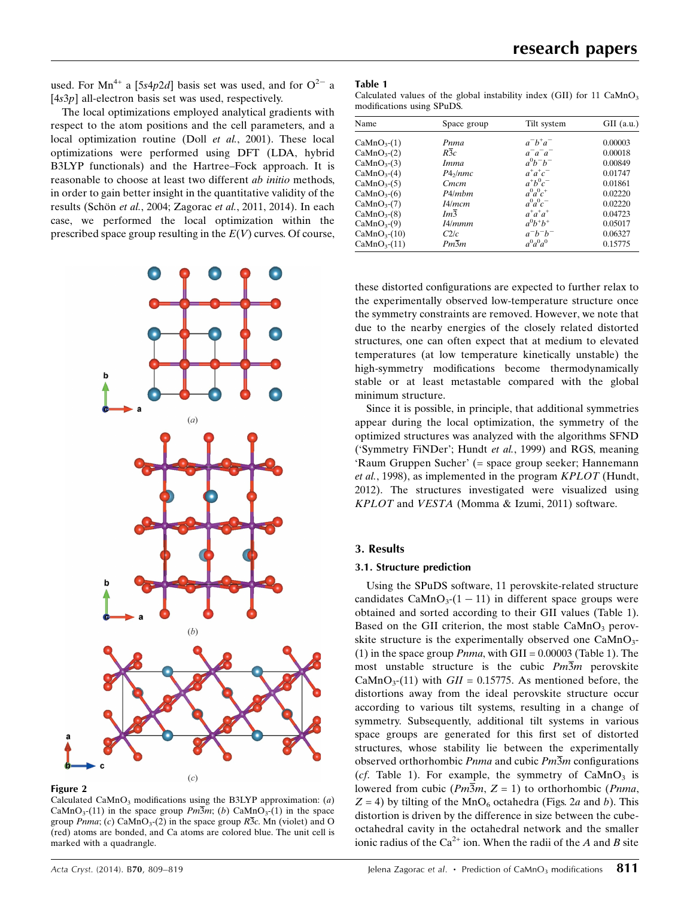used. For $Mn^{4+}$ a [5s4p2d] basis set was used, and for $O^{2-}$ a [4s3p] all-electron basis set was used, respectively.

The local optimizations employed analytical gradients with respect to the atom positions and the cell parameters, and a local optimization routine (Doll *et al.*, 2001). These local optimizations were performed using DFT (LDA, hybrid B3LYP functionals) and the Hartree–Fock approach. It is reasonable to choose at least two different *ab initio* methods, in order to gain better insight in the quantitative validity of the results (Schön *et al.*, 2004; Zagorac *et al.*, 2011, 2014). In each case, we performed the local optimization within the prescribed space group resulting in the *E*(*V*) curves. Of course, these distorted configurations are expected to further relax to the experimentally observed low-temperature structure once the symmetry constraints are removed. However, we note that due to the nearby energies of the closely related distorted structures, one can often expect that at medium to elevated temperatures (at low temperature kinetically unstable) the high-symmetry modifications become thermodynamically stable or at least metastable compared with the global minimum structure.

Since it is possible, in principle, that additional symmetries appear during the local optimization, the symmetry of the optimized structures was analyzed with the algorithms SFND ('Symmetry FiNDer'; Hundt *et al.*, 1999) and RGS, meaning 'Raum Gruppen Sucher' (= space group seeker; Hannemann *et al.*, 1998), as implemented in the program *KPLOT* (Hundt, 2012). The structures investigated were visualized using *KPLOT* and *VESTA* (Momma & Izumi, 2011) software.

**Table 1**
Calculated values of the global instability index (GII) for 11 $CaMnO_3$ modifications using SPuDS.

| Name | Space group | Tilt system | GII (a.u.) |
|---|---|---|---|
| $CaMnO_3$-(1) | *Pnma* | $a^-b^+a^-$ | 0.00003 |
| $CaMnO_3$-(2) | $R\bar{3}c$ | $a^-a^-a^-$ | 0.00018 |
| $CaMnO_3$-(3) | *Imma* | $a^0b^-b^-$ | 0.00849 |
| $CaMnO_3$-(4) | $P4_2/nmc$ | $a^+a^+c^-$ | 0.01747 |
| $CaMnO_3$-(5) | *Cmcm* | $a^+b^0c^-$ | 0.01861 |
| $CaMnO_3$-(6) | *P4/mbm* | $a^0a^0c^+$ | 0.02220 |
| $CaMnO_3$-(7) | *I4/mcm* | $a^0a^0c^-$ | 0.02220 |
| $CaMnO_3$-(8) | $Im\bar{3}$ | $a^+a^+a^+$ | 0.04723 |
| $CaMnO_3$-(9) | *I4/mmm* | $a^0b^+b^+$ | 0.05017 |
| $CaMnO_3$-(10) | *C2/c* | $a^-b^-b^-$ | 0.06327 |
| $CaMnO_3$-(11) | $Pm\bar{3}m$ | $a^0a^0a^0$ | 0.15775 |

**Figure 2**
Calculated $CaMnO_3$ modifications using the B3LYP approximation: (*a*) $CaMnO_3$-(11) in the space group $Pm\bar{3}m$; (*b*) $CaMnO_3$-(1) in the space group *Pnma*; (*c*) $CaMnO_3$-(2) in the space group $R\bar{3}c$. Mn (violet) and O (red) atoms are bonded, and Ca atoms are colored blue. The unit cell is marked with a quadrangle.

## 3. Results

### 3.1. Structure prediction

Using the SPuDS software, 11 perovskite-related structure candidates $CaMnO_3$-(1 − 11) in different space groups were obtained and sorted according to their GII values (Table 1). Based on the GII criterion, the most stable $CaMnO_3$ perovskite structure is the experimentally observed one $CaMnO_3$-(1) in the space group *Pnma*, with GII = 0.00003 (Table 1). The most unstable structure is the cubic $Pm\bar{3}m$ perovskite $CaMnO_3$-(11) with *GII* = 0.15775. As mentioned before, the distortions away from the ideal perovskite structure occur according to various tilt systems, resulting in a change of symmetry. Subsequently, additional tilt systems in various space groups are generated for this first set of distorted structures, whose stability lie between the experimentally observed orthorhombic *Pnma* and cubic $Pm\bar{3}m$ configurations (*cf.* Table 1). For example, the symmetry of $CaMnO_3$ is lowered from cubic ($Pm\bar{3}m$, $Z = 1$) to orthorhombic (*Pnma*, $Z = 4$) by tilting of the $MnO_6$ octahedra (Figs. 2*a* and *b*). This distortion is driven by the difference in size between the cube-octahedral cavity in the octahedral network and the smaller ionic radius of the $Ca^{2+}$ ion. When the radii of the *A* and *B* site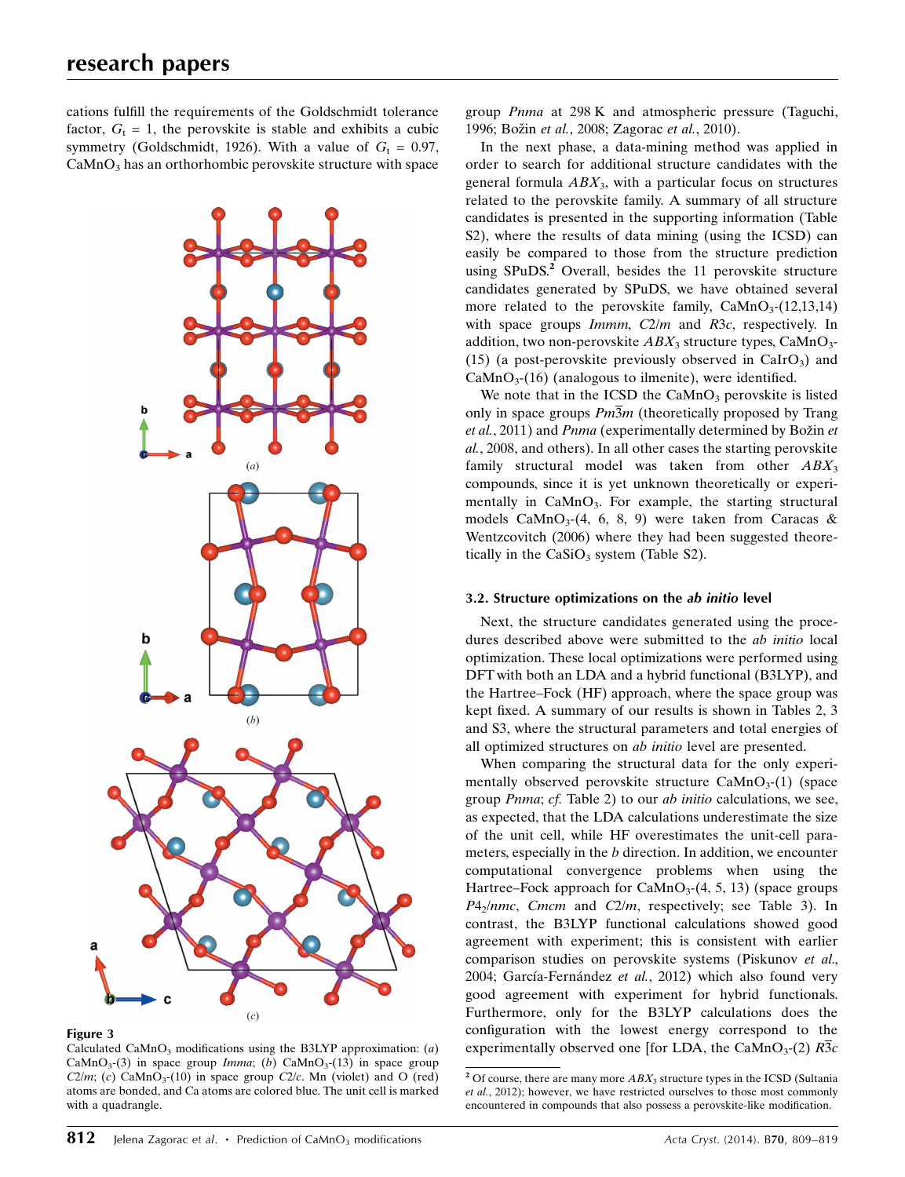cations fulfill the requirements of the Goldschmidt tolerance factor, $G_t = 1$, the perovskite is stable and exhibits a cubic symmetry (Goldschmidt, 1926). With a value of $G_t = 0.97$, $CaMnO_3$ has an orthorhombic perovskite structure with space group *Pnma* at 298 K and atmospheric pressure (Taguchi, 1996; Božin *et al.*, 2008; Zagorac *et al.*, 2010).

**Figure 3**
Calculated $CaMnO_3$ modifications using the B3LYP approximation: (*a*) $CaMnO_3$-(3) in space group *Imma*; (*b*) $CaMnO_3$-(13) in space group *C*2/*m*; (*c*) $CaMnO_3$-(10) in space group *C*2/*c*. Mn (violet) and O (red) atoms are bonded, and Ca atoms are colored blue. The unit cell is marked with a quadrangle.

In the next phase, a data-mining method was applied in order to search for additional structure candidates with the general formula $ABX_3$, with a particular focus on structures related to the perovskite family. A summary of all structure candidates is presented in the supporting information (Table S2), where the results of data mining (using the ICSD) can easily be compared to those from the structure prediction using SPuDS.[2] Overall, besides the 11 perovskite structure candidates generated by SPuDS, we have obtained several more related to the perovskite family, $CaMnO_3$-(12,13,14) with space groups *Immm*, *C*2/*m* and *R*3*c*, respectively. In addition, two non-perovskite $ABX_3$ structure types, $CaMnO_3$-(15) (a post-perovskite previously observed in $CaIrO_3$) and $CaMnO_3$-(16) (analogous to ilmenite), were identified.

We note that in the ICSD the $CaMnO_3$ perovskite is listed only in space groups $Pm\overline{3}m$ (theoretically proposed by Trang *et al.*, 2011) and *Pnma* (experimentally determined by Božin *et al.*, 2008, and others). In all other cases the starting perovskite family structural model was taken from other $ABX_3$ compounds, since it is yet unknown theoretically or experimentally in $CaMnO_3$. For example, the starting structural models $CaMnO_3$-(4, 6, 8, 9) were taken from Caracas & Wentzcovitch (2006) where they had been suggested theoretically in the $CaSiO_3$ system (Table S2).

### 3.2. Structure optimizations on the *ab initio* level

Next, the structure candidates generated using the procedures described above were submitted to the *ab initio* local optimization. These local optimizations were performed using DFT with both an LDA and a hybrid functional (B3LYP), and the Hartree–Fock (HF) approach, where the space group was kept fixed. A summary of our results is shown in Tables 2, 3 and S3, where the structural parameters and total energies of all optimized structures on *ab initio* level are presented.

When comparing the structural data for the only experimentally observed perovskite structure $CaMnO_3$-(1) (space group *Pnma*; *cf.* Table 2) to our *ab initio* calculations, we see, as expected, that the LDA calculations underestimate the size of the unit cell, while HF overestimates the unit-cell parameters, especially in the *b* direction. In addition, we encounter computational convergence problems when using the Hartree–Fock approach for $CaMnO_3$-(4, 5, 13) (space groups $P4_2/nmc$, *Cmcm* and *C*2/*m*, respectively; see Table 3). In contrast, the B3LYP functional calculations showed good agreement with experiment; this is consistent with earlier comparison studies on perovskite systems (Piskunov *et al.*, 2004; García-Fernández *et al.*, 2012) which also found very good agreement with experiment for hybrid functionals. Furthermore, only for the B3LYP calculations does the configuration with the lowest energy correspond to the experimentally observed one [for LDA, the $CaMnO_3$-(2) $R\overline{3}c$

[2] Of course, there are many more $ABX_3$ structure types in the ICSD (Sultania *et al.*, 2012); however, we have restricted ourselves to those most commonly encountered in compounds that also possess a perovskite-like modification.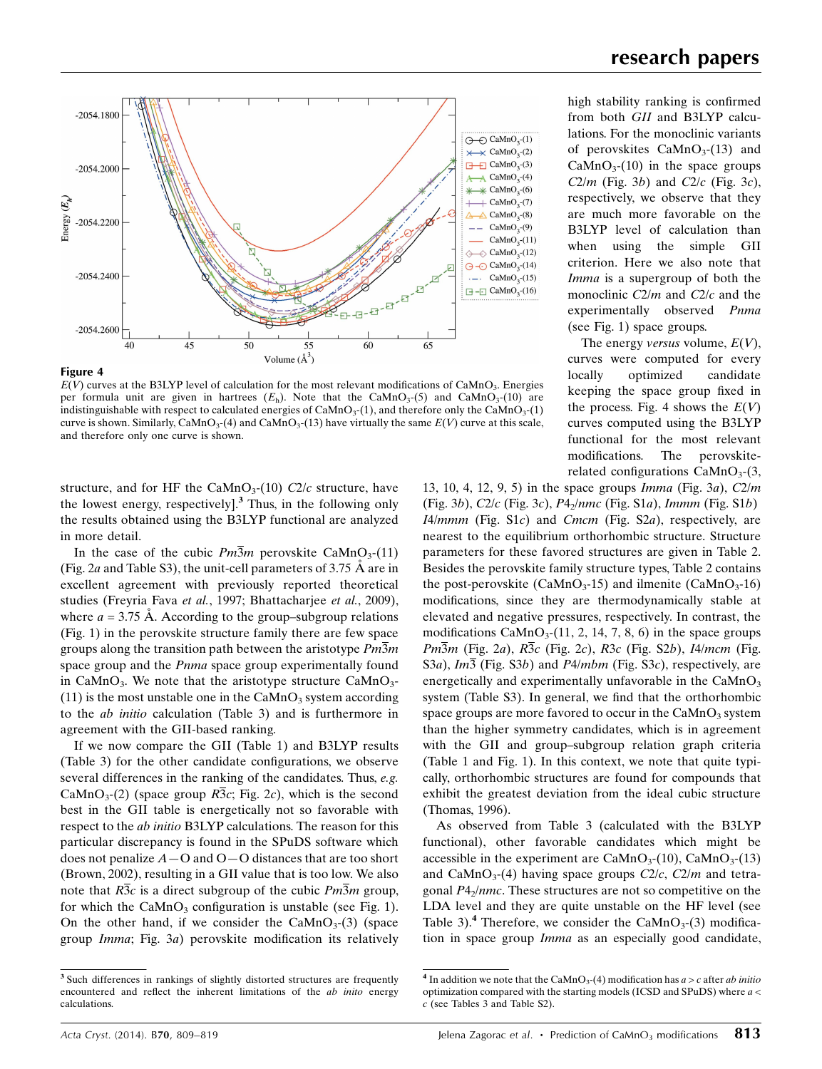**Figure 4**

$E(V)$ curves at the B3LYP level of calculation for the most relevant modifications of $CaMnO_3$. Energies per formula unit are given in hartrees ($E_h$). Note that the $CaMnO_3$-(5) and $CaMnO_3$-(10) are indistinguishable with respect to calculated energies of $CaMnO_3$-(1), and therefore only the $CaMnO_3$-(1) curve is shown. Similarly, $CaMnO_3$-(4) and $CaMnO_3$-(13) have virtually the same $E(V)$ curve at this scale, and therefore only one curve is shown.

structure, and for HF the $CaMnO_3$-(10) $C2/c$ structure, have the lowest energy, respectively].[3] Thus, in the following only the results obtained using the B3LYP functional are analyzed in more detail.

In the case of the cubic $Pm\overline{3}m$ perovskite $CaMnO_3$-(11) (Fig. 2*a* and Table S3), the unit-cell parameters of 3.75 Å are in excellent agreement with previously reported theoretical studies (Freyria Fava *et al.*, 1997; Bhattacharjee *et al.*, 2009), where $a$ = 3.75 Å. According to the group–subgroup relations (Fig. 1) in the perovskite structure family there are few space groups along the transition path between the aristotype $Pm\overline{3}m$ space group and the $Pnma$ space group experimentally found in $CaMnO_3$. We note that the aristotype structure $CaMnO_3$-(11) is the most unstable one in the $CaMnO_3$ system according to the *ab initio* calculation (Table 3) and is furthermore in agreement with the GII-based ranking.

If we now compare the GII (Table 1) and B3LYP results (Table 3) for the other candidate configurations, we observe several differences in the ranking of the candidates. Thus, *e.g.* $CaMnO_3$-(2) (space group $R\overline{3}c$; Fig. 2*c*), which is the second best in the GII table is energetically not so favorable with respect to the *ab initio* B3LYP calculations. The reason for this particular discrepancy is found in the SPuDS software which does not penalize $A$—O and O—O distances that are too short (Brown, 2002), resulting in a GII value that is too low. We also note that $R\overline{3}c$ is a direct subgroup of the cubic $Pm\overline{3}m$ group, for which the $CaMnO_3$ configuration is unstable (see Fig. 1). On the other hand, if we consider the $CaMnO_3$-(3) (space group $Imma$; Fig. 3*a*) perovskite modification its relatively high stability ranking is confirmed from both *GII* and B3LYP calculations. For the monoclinic variants of perovskites $CaMnO_3$-(13) and $CaMnO_3$-(10) in the space groups $C2/m$ (Fig. 3*b*) and $C2/c$ (Fig. 3*c*), respectively, we observe that they are much more favorable on the B3LYP level of calculation than when using the simple GII criterion. Here we also note that $Imma$ is a supergroup of both the monoclinic $C2/m$ and $C2/c$ and the experimentally observed $Pnma$ (see Fig. 1) space groups.

The energy *versus* volume, $E(V)$, curves were computed for every locally optimized candidate keeping the space group fixed in the process. Fig. 4 shows the $E(V)$ curves computed using the B3LYP functional for the most relevant modifications. The perovskite-related configurations $CaMnO_3$-(3, 13, 10, 4, 12, 9, 5) in the space groups $Imma$ (Fig. 3*a*), $C2/m$ (Fig. 3*b*), $C2/c$ (Fig. 3*c*), $P4_2/nmc$ (Fig. S1*a*), $Immm$ (Fig. S1*b*) $I4/mmm$ (Fig. S1*c*) and $Cmcm$ (Fig. S2*a*), respectively, are nearest to the equilibrium orthorhombic structure. Structure parameters for these favored structures are given in Table 2. Besides the perovskite family structure types, Table 2 contains the post-perovskite ($CaMnO_3$-15) and ilmenite ($CaMnO_3$-16) modifications, since they are thermodynamically stable at elevated and negative pressures, respectively. In contrast, the modifications $CaMnO_3$-(11, 2, 14, 7, 8, 6) in the space groups $Pm\overline{3}m$ (Fig. 2*a*), $R\overline{3}c$ (Fig. 2*c*), $R3c$ (Fig. S2*b*), $I4/mcm$ (Fig. S3*a*), $Im\overline{3}$ (Fig. S3*b*) and $P4/mbm$ (Fig. S3*c*), respectively, are energetically and experimentally unfavorable in the $CaMnO_3$ system (Table S3). In general, we find that the orthorhombic space groups are more favored to occur in the $CaMnO_3$ system than the higher symmetry candidates, which is in agreement with the GII and group–subgroup relation graph criteria (Table 1 and Fig. 1). In this context, we note that quite typically, orthorhombic structures are found for compounds that exhibit the greatest deviation from the ideal cubic structure (Thomas, 1996).

As observed from Table 3 (calculated with the B3LYP functional), other favorable candidates which might be accessible in the experiment are $CaMnO_3$-(10), $CaMnO_3$-(13) and $CaMnO_3$-(4) having space groups $C2/c$, $C2/m$ and tetragonal $P4_2/nmc$. These structures are not so competitive on the LDA level and they are quite unstable on the HF level (see Table 3).[4] Therefore, we consider the $CaMnO_3$-(3) modification in space group $Imma$ as an especially good candidate,

[3] Such differences in rankings of slightly distorted structures are frequently encountered and reflect the inherent limitations of the *ab inito* energy calculations.

[4] In addition we note that the $CaMnO_3$-(4) modification has $a > c$ after *ab initio* optimization compared with the starting models (ICSD and SPuDS) where $a < c$ (see Tables 3 and Table S2).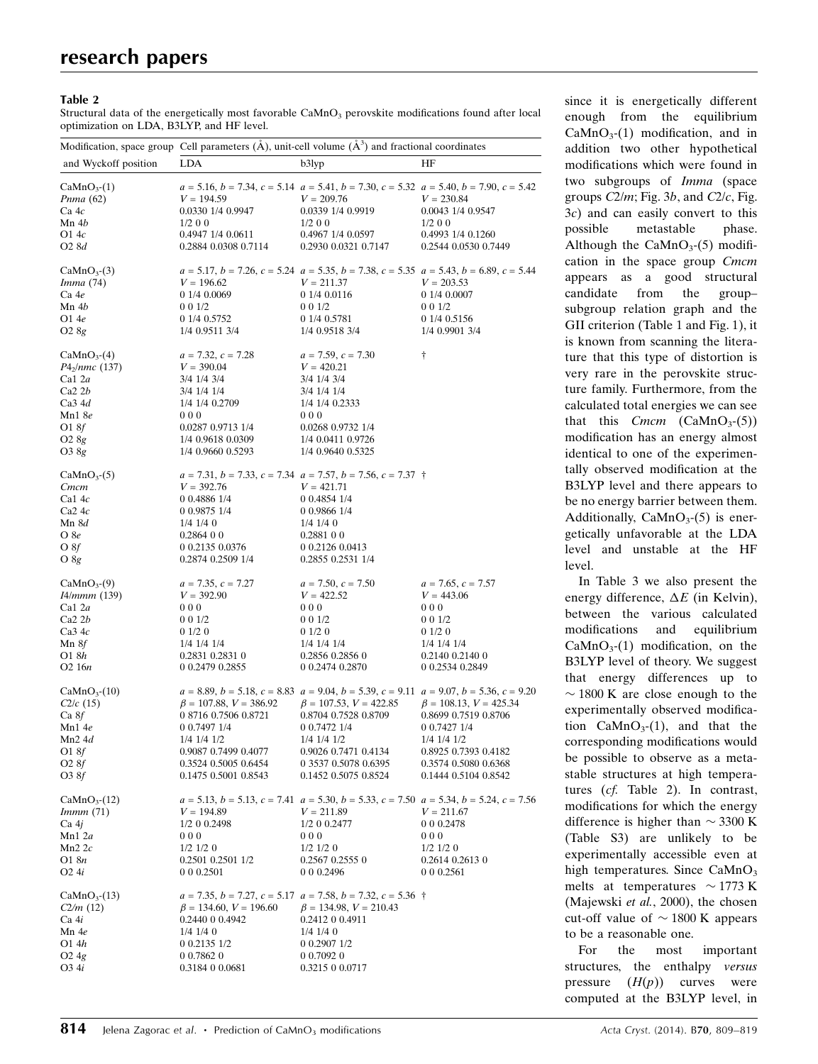**Table 2**
Structural data of the energetically most favorable $CaMnO_3$ perovskite modifications found after local optimization on LDA, B3LYP, and HF level.

| Modification, space group and Wyckoff position | Cell parameters (Å), unit-cell volume (Å$^3$) and fractional coordinates | | |
|---|---|---|---|
| | LDA | b3lyp | HF |
| $CaMnO_3$-(1) | $a$ = 5.16, $b$ = 7.34, $c$ = 5.14 | $a$ = 5.41, $b$ = 7.30, $c$ = 5.32 | $a$ = 5.40, $b$ = 7.90, $c$ = 5.42 |
| *Pnma* (62) | $V$ = 194.59 | $V$ = 209.76 | $V$ = 230.84 |
| Ca 4*c* | 0.0330 1/4 0.9947 | 0.0339 1/4 0.9919 | 0.0043 1/4 0.9547 |
| Mn 4*b* | 1/2 0 0 | 1/2 0 0 | 1/2 0 0 |
| O1 4*c* | 0.4947 1/4 0.0611 | 0.4967 1/4 0.0597 | 0.4993 1/4 0.1260 |
| O2 8*d* | 0.2884 0.0308 0.7114 | 0.2930 0.0321 0.7147 | 0.2544 0.0530 0.7449 |
| $CaMnO_3$-(3) | $a$ = 5.17, $b$ = 7.26, $c$ = 5.24 | $a$ = 5.35, $b$ = 7.38, $c$ = 5.35 | $a$ = 5.43, $b$ = 6.89, $c$ = 5.44 |
| *Imma* (74) | $V$ = 196.62 | $V$ = 211.37 | $V$ = 203.53 |
| Ca 4*e* | 0 1/4 0.0069 | 0 1/4 0.0116 | 0 1/4 0.0007 |
| Mn 4*b* | 0 0 1/2 | 0 0 1/2 | 0 0 1/2 |
| O1 4*e* | 0 1/4 0.5752 | 0 1/4 0.5781 | 0 1/4 0.5156 |
| O2 8*g* | 1/4 0.9511 3/4 | 1/4 0.9518 3/4 | 1/4 0.9901 3/4 |
| $CaMnO_3$-(4) | $a$ = 7.32, $c$ = 7.28 | $a$ = 7.59, $c$ = 7.30 | † |
| $P4_2/nmc$ (137) | $V$ = 390.04 | $V$ = 420.21 | |
| Ca1 2*a* | 3/4 1/4 3/4 | 3/4 1/4 3/4 | |
| Ca2 2*b* | 3/4 1/4 1/4 | 3/4 1/4 1/4 | |
| Ca3 4*d* | 1/4 1/4 0.2709 | 1/4 1/4 0.2333 | |
| Mn1 8*e* | 0 0 0 | 0 0 0 | |
| O1 8*f* | 0.0287 0.9713 1/4 | 0.0268 0.9732 1/4 | |
| O2 8*g* | 1/4 0.9618 0.0309 | 1/4 0.0411 0.9726 | |
| O3 8*g* | 1/4 0.9660 0.5293 | 1/4 0.9640 0.5325 | |
| $CaMnO_3$-(5) | $a$ = 7.31, $b$ = 7.33, $c$ = 7.34 | $a$ = 7.57, $b$ = 7.56, $c$ = 7.37 | † |
| *Cmcm* | $V$ = 392.76 | $V$ = 421.71 | |
| Ca1 4*c* | 0 0.4886 1/4 | 0 0.4854 1/4 | |
| Ca2 4*c* | 0 0.9875 1/4 | 0 0.9866 1/4 | |
| Mn 8*d* | 1/4 1/4 0 | 1/4 1/4 0 | |
| O 8*e* | 0.2864 0 0 | 0.2881 0 0 | |
| O 8*f* | 0 0.2135 0.0376 | 0 0.2126 0.0413 | |
| O 8*g* | 0.2874 0.2509 1/4 | 0.2855 0.2531 1/4 | |
| $CaMnO_3$-(9) | $a$ = 7.35, $c$ = 7.27 | $a$ = 7.50, $c$ = 7.50 | $a$ = 7.65, $c$ = 7.57 |
| *I*4/*mmm* (139) | $V$ = 392.90 | $V$ = 422.52 | $V$ = 443.06 |
| Ca1 2*a* | 0 0 0 | 0 0 0 | 0 0 0 |
| Ca2 2*b* | 0 0 1/2 | 0 0 1/2 | 0 0 1/2 |
| Ca3 4*c* | 0 1/2 0 | 0 1/2 0 | 0 1/2 0 |
| Mn 8*f* | 1/4 1/4 1/4 | 1/4 1/4 1/4 | 1/4 1/4 1/4 |
| O1 8*h* | 0.2831 0.2831 0 | 0.2856 0.2856 0 | 0.2140 0.2140 0 |
| O2 16*n* | 0 0.2479 0.2855 | 0 0.2474 0.2870 | 0 0.2534 0.2849 |
| $CaMnO_3$-(10) | $a$ = 8.89, $b$ = 5.18, $c$ = 8.83 | $a$ = 9.04, $b$ = 5.39, $c$ = 9.11 | $a$ = 9.07, $b$ = 5.36, $c$ = 9.20 |
| $C2/c$ (15) | $\beta$ = 107.88, $V$ = 386.92 | $\beta$ = 107.53, $V$ = 422.85 | $\beta$ = 108.13, $V$ = 425.34 |
| Ca 8*f* | 0 8716 0.7506 0.8721 | 0.8704 0.7528 0.8709 | 0.8699 0.7519 0.8706 |
| Mn1 4*e* | 0 0.7497 1/4 | 0 0.7472 1/4 | 0 0.7427 1/4 |
| Mn2 4*d* | 1/4 1/4 1/2 | 1/4 1/4 1/2 | 1/4 1/4 1/2 |
| O1 8*f* | 0.9087 0.7499 0.4077 | 0.9026 0.7471 0.4134 | 0.8925 0.7393 0.4182 |
| O2 8*f* | 0.3524 0.5005 0.6454 | 0 3537 0.5078 0.6395 | 0.3574 0.5080 0.6368 |
| O3 8*f* | 0.1475 0.5001 0.8543 | 0.1452 0.5075 0.8524 | 0.1444 0.5104 0.8542 |
| $CaMnO_3$-(12) | $a$ = 5.13, $b$ = 5.13, $c$ = 7.41 | $a$ = 5.30, $b$ = 5.33, $c$ = 7.50 | $a$ = 5.34, $b$ = 5.24, $c$ = 7.56 |
| *Immm* (71) | $V$ = 194.89 | $V$ = 211.89 | $V$ = 211.67 |
| Ca 4*j* | 1/2 0 0.2498 | 1/2 0 0.2477 | 0 0 0.2478 |
| Mn1 2*a* | 0 0 0 | 0 0 0 | 0 0 0 |
| Mn2 2*c* | 1/2 1/2 0 | 1/2 1/2 0 | 1/2 1/2 0 |
| O1 8*n* | 0.2501 0.2501 1/2 | 0.2567 0.2555 0 | 0.2614 0.2613 0 |
| O2 4*i* | 0 0 0.2501 | 0 0 0.2496 | 0 0 0.2561 |
| $CaMnO_3$-(13) | $a$ = 7.35, $b$ = 7.27, $c$ = 5.17 | $a$ = 7.58, $b$ = 7.32, $c$ = 5.36 | † |
| $C2/m$ (12) | $\beta$ = 134.60, $V$ = 196.60 | $\beta$ = 134.98, $V$ = 210.43 | |
| Ca 4*i* | 0.2440 0 0.4942 | 0.2412 0 0.4911 | |
| Mn 4*e* | 1/4 1/4 0 | 1/4 1/4 0 | |
| O1 4*h* | 0 0.2135 1/2 | 0 0.2907 1/2 | |
| O2 4*g* | 0 0.7862 0 | 0 0.7092 0 | |
| O3 4*i* | 0.3184 0 0.0681 | 0.3215 0 0.0717 | |

since it is energetically different enough from the equilibrium $CaMnO_3$-(1) modification, and in addition two other hypothetical modifications which were found in two subgroups of *Imma* (space groups $C2/m$; Fig. 3*b*, and $C2/c$, Fig. 3*c*) and can easily convert to this possible metastable phase. Although the $CaMnO_3$-(5) modification in the space group *Cmcm* appears as a good structural candidate from the group–subgroup relation graph and the GII criterion (Table 1 and Fig. 1), it is known from scanning the literature that this type of distortion is very rare in the perovskite structure family. Furthermore, from the calculated total energies we can see that this *Cmcm* ($CaMnO_3$-(5)) modification has an energy almost identical to one of the experimentally observed modification at the B3LYP level and there appears to be no energy barrier between them. Additionally, $CaMnO_3$-(5) is energetically unfavorable at the LDA level and unstable at the HF level.

In Table 3 we also present the energy difference, $\Delta E$ (in Kelvin), between the various calculated modifications and equilibrium $CaMnO_3$-(1) modification, on the B3LYP level of theory. We suggest that energy differences up to $\sim 1800$ K are close enough to the experimentally observed modification $CaMnO_3$-(1), and that the corresponding modifications would be possible to observe as a metastable structures at high temperatures (*cf.* Table 2). In contrast, modifications for which the energy difference is higher than $\sim 3300$ K (Table S3) are unlikely to be experimentally accessible even at high temperatures. Since $CaMnO_3$ melts at temperatures $\sim 1773$ K (Majewski *et al.*, 2000), the chosen cut-off value of $\sim 1800$ K appears to be a reasonable one.

For the most important structures, the enthalpy *versus* pressure ($H(p)$) curves were computed at the B3LYP level, in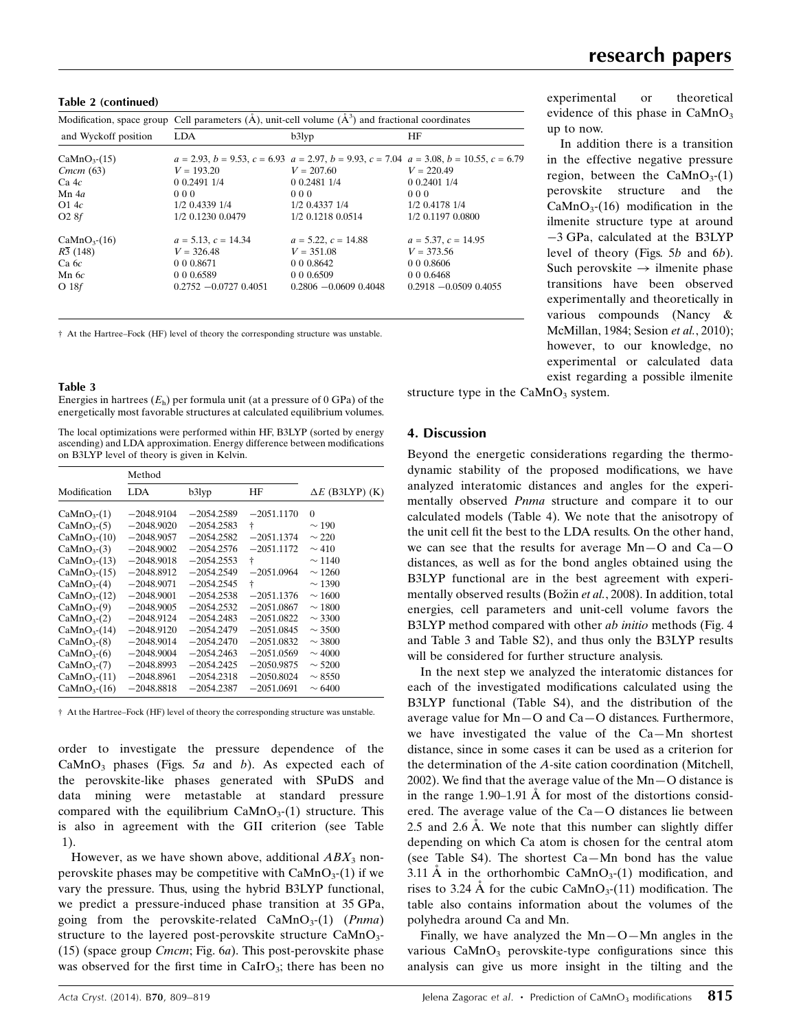**Table 2 (continued)**

| Modification, space group and Wyckoff position | Cell parameters (Å), unit-cell volume (Å$^3$) and fractional coordinates | | |
|---|---|---|---|
| | LDA | b3lyp | HF |
| $CaMnO_3$-(15) | $a$ = 2.93, $b$ = 9.53, $c$ = 6.93 | $a$ = 2.97, $b$ = 9.93, $c$ = 7.04 | $a$ = 3.08, $b$ = 10.55, $c$ = 6.79 |
| *Cmcm* (63) | $V$ = 193.20 | $V$ = 207.60 | $V$ = 220.49 |
| Ca 4$c$ | 0 0.2491 1/4 | 0 0.2481 1/4 | 0 0.2401 1/4 |
| Mn 4$a$ | 0 0 0 | 0 0 0 | 0 0 0 |
| O1 4$c$ | 1/2 0.4339 1/4 | 1/2 0.4337 1/4 | 1/2 0.4178 1/4 |
| O2 8$f$ | 1/2 0.1230 0.0479 | 1/2 0.1218 0.0514 | 1/2 0.1197 0.0800 |
| $CaMnO_3$-(16) | $a$ = 5.13, $c$ = 14.34 | $a$ = 5.22, $c$ = 14.88 | $a$ = 5.37, $c$ = 14.95 |
| $R\bar{3}$ (148) | $V$ = 326.48 | $V$ = 351.08 | $V$ = 373.56 |
| Ca 6$c$ | 0 0 0.8671 | 0 0 0.8642 | 0 0 0.8606 |
| Mn 6$c$ | 0 0 0.6589 | 0 0 0.6509 | 0 0 0.6468 |
| O 18$f$ | 0.2752 −0.0727 0.4051 | 0.2806 −0.0609 0.4048 | 0.2918 −0.0509 0.4055 |

† At the Hartree–Fock (HF) level of theory the corresponding structure was unstable.

**Table 3**

Energies in hartrees ($E_h$) per formula unit (at a pressure of 0 GPa) of the energetically most favorable structures at calculated equilibrium volumes.

The local optimizations were performed within HF, B3LYP (sorted by energy ascending) and LDA approximation. Energy difference between modifications on B3LYP level of theory is given in Kelvin.

| Modification | Method | | | |
|---|---|---|---|---|
| | LDA | b3lyp | HF | $\Delta E$ (B3LYP) (K) |
| $CaMnO_3$-(1) | −2048.9104 | −2054.2589 | −2051.1170 | 0 |
| $CaMnO_3$-(5) | −2048.9020 | −2054.2583 | † | ~ 190 |
| $CaMnO_3$-(10) | −2048.9057 | −2054.2582 | −2051.1374 | ~ 220 |
| $CaMnO_3$-(3) | −2048.9002 | −2054.2576 | −2051.1172 | ~ 410 |
| $CaMnO_3$-(13) | −2048.9018 | −2054.2553 | † | ~ 1140 |
| $CaMnO_3$-(15) | −2048.8912 | −2054.2549 | −2051.0964 | ~ 1260 |
| $CaMnO_3$-(4) | −2048.9071 | −2054.2545 | † | ~ 1390 |
| $CaMnO_3$-(12) | −2048.9001 | −2054.2538 | −2051.1376 | ~ 1600 |
| $CaMnO_3$-(9) | −2048.9005 | −2054.2532 | −2051.0867 | ~ 1800 |
| $CaMnO_3$-(2) | −2048.9124 | −2054.2483 | −2051.0822 | ~ 3300 |
| $CaMnO_3$-(14) | −2048.9120 | −2054.2479 | −2051.0845 | ~ 3500 |
| $CaMnO_3$-(8) | −2048.9014 | −2054.2470 | −2051.0832 | ~ 3800 |
| $CaMnO_3$-(6) | −2048.9004 | −2054.2463 | −2051.0569 | ~ 4000 |
| $CaMnO_3$-(7) | −2048.8993 | −2054.2425 | −2050.9875 | ~ 5200 |
| $CaMnO_3$-(11) | −2048.8961 | −2054.2318 | −2050.8024 | ~ 8550 |
| $CaMnO_3$-(16) | −2048.8818 | −2054.2387 | −2051.0691 | ~ 6400 |

† At the Hartree–Fock (HF) level of theory the corresponding structure was unstable.

order to investigate the pressure dependence of the $CaMnO_3$ phases (Figs. 5*a* and *b*). As expected each of the perovskite-like phases generated with SPuDS and data mining were metastable at standard pressure compared with the equilibrium $CaMnO_3$-(1) structure. This is also in agreement with the GII criterion (see Table 1).

However, as we have shown above, additional $ABX_3$ non-perovskite phases may be competitive with $CaMnO_3$-(1) if we vary the pressure. Thus, using the hybrid B3LYP functional, we predict a pressure-induced phase transition at 35 GPa, going from the perovskite-related $CaMnO_3$-(1) (*Pnma*) structure to the layered post-perovskite structure $CaMnO_3$-(15) (space group *Cmcm*; Fig. 6*a*). This post-perovskite phase was observed for the first time in $CaIrO_3$; there has been no experimental or theoretical evidence of this phase in $CaMnO_3$ up to now.

In addition there is a transition in the effective negative pressure region, between the $CaMnO_3$-(1) perovskite structure and the $CaMnO_3$-(16) modification in the ilmenite structure type at around −3 GPa, calculated at the B3LYP level of theory (Figs. 5*b* and 6*b*). Such perovskite → ilmenite phase transitions have been observed experimentally and theoretically in various compounds (Nancy & McMillan, 1984; Sesion *et al.*, 2010); however, to our knowledge, no experimental or calculated data exist regarding a possible ilmenite structure type in the $CaMnO_3$ system.

## 4. Discussion

Beyond the energetic considerations regarding the thermodynamic stability of the proposed modifications, we have analyzed interatomic distances and angles for the experimentally observed *Pnma* structure and compare it to our calculated models (Table 4). We note that the anisotropy of the unit cell fit the best to the LDA results. On the other hand, we can see that the results for average Mn—O and Ca—O distances, as well as for the bond angles obtained using the B3LYP functional are in the best agreement with experimentally observed results (Božin *et al.*, 2008). In addition, total energies, cell parameters and unit-cell volume favors the B3LYP method compared with other *ab initio* methods (Fig. 4 and Table 3 and Table S2), and thus only the B3LYP results will be considered for further structure analysis.

In the next step we analyzed the interatomic distances for each of the investigated modifications calculated using the B3LYP functional (Table S4), and the distribution of the average value for Mn—O and Ca—O distances. Furthermore, we have investigated the value of the Ca—Mn shortest distance, since in some cases it can be used as a criterion for the determination of the *A*-site cation coordination (Mitchell, 2002). We find that the average value of the Mn—O distance is in the range 1.90–1.91 Å for most of the distortions considered. The average value of the Ca—O distances lie between 2.5 and 2.6 Å. We note that this number can slightly differ depending on which Ca atom is chosen for the central atom (see Table S4). The shortest Ca—Mn bond has the value 3.11 Å in the orthorhombic $CaMnO_3$-(1) modification, and rises to 3.24 Å for the cubic $CaMnO_3$-(11) modification. The table also contains information about the volumes of the polyhedra around Ca and Mn.

Finally, we have analyzed the Mn—O—Mn angles in the various $CaMnO_3$ perovskite-type configurations since this analysis can give us more insight in the tilting and the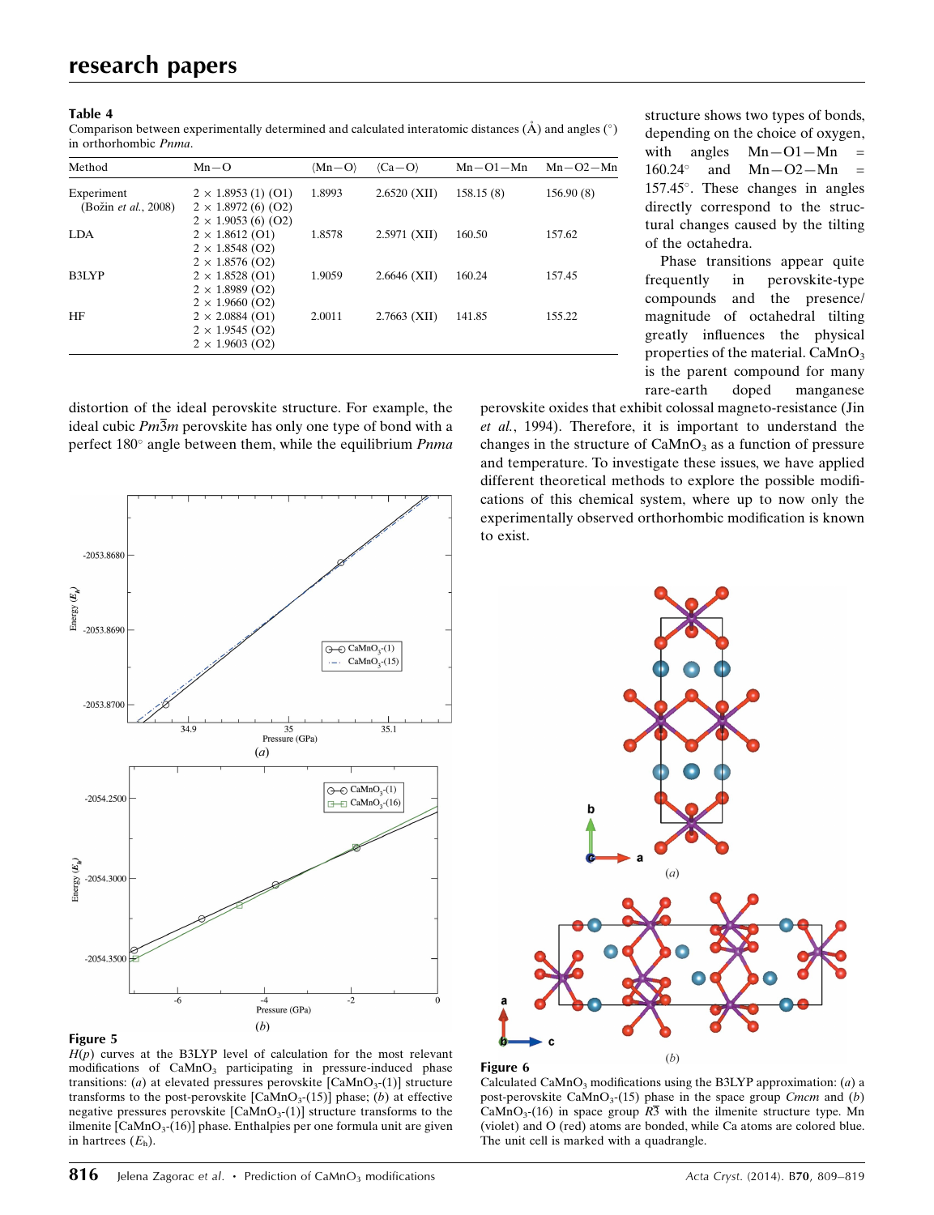**Table 4**
Comparison between experimentally determined and calculated interatomic distances (Å) and angles (°) in orthorhombic *Pnma*.

| Method | Mn—O | ⟨Mn—O⟩ | ⟨Ca—O⟩ | Mn—O1—Mn | Mn—O2—Mn |
|---|---|---|---|---|---|
| Experiment (Božin *et al.*, 2008) | 2 × 1.8953 (1) (O1)<br>2 × 1.8972 (6) (O2)<br>2 × 1.9053 (6) (O2) | 1.8993 | 2.6520 (XII) | 158.15 (8) | 156.90 (8) |
| LDA | 2 × 1.8612 (O1)<br>2 × 1.8548 (O2)<br>2 × 1.8576 (O2) | 1.8578 | 2.5971 (XII) | 160.50 | 157.62 |
| B3LYP | 2 × 1.8528 (O1)<br>2 × 1.8989 (O2)<br>2 × 1.9660 (O2) | 1.9059 | 2.6646 (XII) | 160.24 | 157.45 |
| HF | 2 × 2.0884 (O1)<br>2 × 1.9545 (O2)<br>2 × 1.9603 (O2) | 2.0011 | 2.7663 (XII) | 141.85 | 155.22 |

distortion of the ideal perovskite structure. For example, the ideal cubic $Pm\overline{3}m$ perovskite has only one type of bond with a perfect 180° angle between them, while the equilibrium *Pnma* structure shows two types of bonds, depending on the choice of oxygen, with angles Mn—O1—Mn = 160.24° and Mn—O2—Mn = 157.45°. These changes in angles directly correspond to the structural changes caused by the tilting of the octahedra.

Phase transitions appear quite frequently in perovskite-type compounds and the presence/magnitude of octahedral tilting greatly influences the physical properties of the material. $CaMnO_3$ is the parent compound for many rare-earth doped manganese perovskite oxides that exhibit colossal magneto-resistance (Jin *et al.*, 1994). Therefore, it is important to understand the changes in the structure of $CaMnO_3$ as a function of pressure and temperature. To investigate these issues, we have applied different theoretical methods to explore the possible modifications of this chemical system, where up to now only the experimentally observed orthorhombic modification is known to exist.

**Figure 5**
$H(p)$ curves at the B3LYP level of calculation for the most relevant modifications of $CaMnO_3$ participating in pressure-induced phase transitions: (*a*) at elevated pressures perovskite [$CaMnO_3$-(1)] structure transforms to the post-perovskite [$CaMnO_3$-(15)] phase; (*b*) at effective negative pressures perovskite [$CaMnO_3$-(1)] structure transforms to the ilmenite [$CaMnO_3$-(16)] phase. Enthalpies per one formula unit are given in hartrees ($E_h$).

**Figure 6**
Calculated $CaMnO_3$ modifications using the B3LYP approximation: (*a*) a post-perovskite $CaMnO_3$-(15) phase in the space group *Cmcm* and (*b*) $CaMnO_3$-(16) in space group $R\overline{3}$ with the ilmenite structure type. Mn (violet) and O (red) atoms are bonded, while Ca atoms are colored blue. The unit cell is marked with a quadrangle.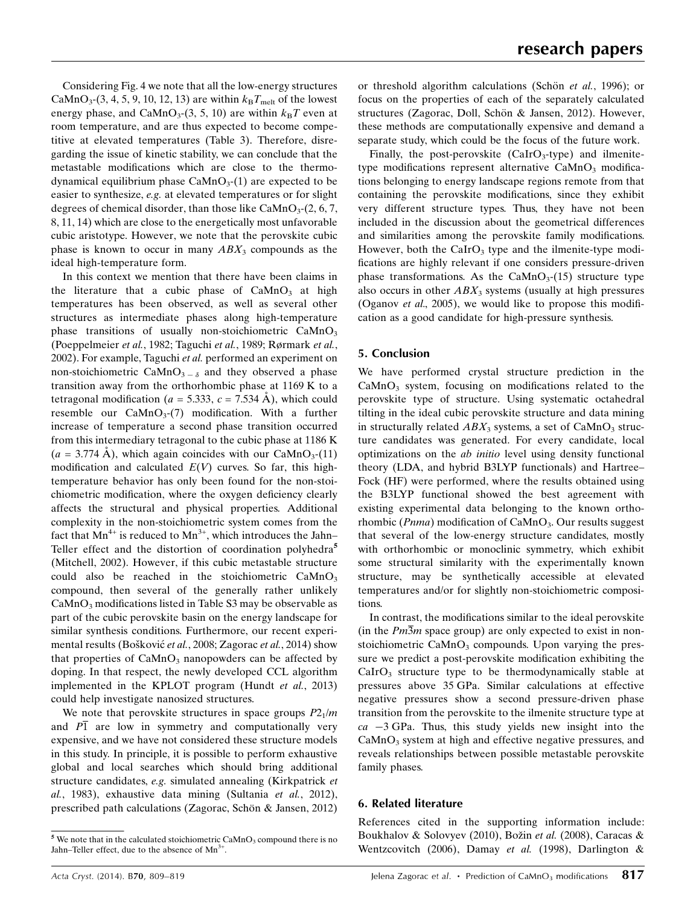Considering Fig. 4 we note that all the low-energy structures $CaMnO_3$-(3, 4, 5, 9, 10, 12, 13) are within $k_BT_{melt}$ of the lowest energy phase, and $CaMnO_3$-(3, 5, 10) are within $k_BT$ even at room temperature, and are thus expected to become competitive at elevated temperatures (Table 3). Therefore, disregarding the issue of kinetic stability, we can conclude that the metastable modifications which are close to the thermodynamical equilibrium phase $CaMnO_3$-(1) are expected to be easier to synthesize, *e.g.* at elevated temperatures or for slight degrees of chemical disorder, than those like $CaMnO_3$-(2, 6, 7, 8, 11, 14) which are close to the energetically most unfavorable cubic aristotype. However, we note that the perovskite cubic phase is known to occur in many $ABX_3$ compounds as the ideal high-temperature form.

In this context we mention that there have been claims in the literature that a cubic phase of $CaMnO_3$ at high temperatures has been observed, as well as several other structures as intermediate phases along high-temperature phase transitions of usually non-stoichiometric $CaMnO_3$ (Poeppelmeier *et al.*, 1982; Taguchi *et al.*, 1989; Rørmark *et al.*, 2002). For example, Taguchi *et al.* performed an experiment on non-stoichiometric $CaMnO_{3-\delta}$ and they observed a phase transition away from the orthorhombic phase at 1169 K to a tetragonal modification ($a$ = 5.333, $c$ = 7.534 Å), which could resemble our $CaMnO_3$-(7) modification. With a further increase of temperature a second phase transition occurred from this intermediary tetragonal to the cubic phase at 1186 K ($a$ = 3.774 Å), which again coincides with our $CaMnO_3$-(11) modification and calculated $E(V)$ curves. So far, this high-temperature behavior has only been found for the non-stoichiometric modification, where the oxygen deficiency clearly affects the structural and physical properties. Additional complexity in the non-stoichiometric system comes from the fact that $Mn^{4+}$ is reduced to $Mn^{3+}$, which introduces the Jahn–Teller effect and the distortion of coordination polyhedra[5] (Mitchell, 2002). However, if this cubic metastable structure could also be reached in the stoichiometric $CaMnO_3$ compound, then several of the generally rather unlikely $CaMnO_3$ modifications listed in Table S3 may be observable as part of the cubic perovskite basin on the energy landscape for similar synthesis conditions. Furthermore, our recent experimental results (Bošković *et al.*, 2008; Zagorac *et al.*, 2014) show that properties of $CaMnO_3$ nanopowders can be affected by doping. In that respect, the newly developed CCL algorithm implemented in the KPLOT program (Hundt *et al.*, 2013) could help investigate nanosized structures.

We note that perovskite structures in space groups $P2_1/m$ and $P\overline{1}$ are low in symmetry and computationally very expensive, and we have not considered these structure models in this study. In principle, it is possible to perform exhaustive global and local searches which should bring additional structure candidates, *e.g.* simulated annealing (Kirkpatrick *et al.*, 1983), exhaustive data mining (Sultania *et al.*, 2012), prescribed path calculations (Zagorac, Schön & Jansen, 2012) or threshold algorithm calculations (Schön *et al.*, 1996); or focus on the properties of each of the separately calculated structures (Zagorac, Doll, Schön & Jansen, 2012). However, these methods are computationally expensive and demand a separate study, which could be the focus of the future work.

Finally, the post-perovskite ($CaIrO_3$-type) and ilmenite-type modifications represent alternative $CaMnO_3$ modifications belonging to energy landscape regions remote from that containing the perovskite modifications, since they exhibit very different structure types. Thus, they have not been included in the discussion about the geometrical differences and similarities among the perovskite family modifications. However, both the $CaIrO_3$ type and the ilmenite-type modifications are highly relevant if one considers pressure-driven phase transformations. As the $CaMnO_3$-(15) structure type also occurs in other $ABX_3$ systems (usually at high pressures (Oganov *et al.*, 2005), we would like to propose this modification as a good candidate for high-pressure synthesis.

## 5. Conclusion

We have performed crystal structure prediction in the $CaMnO_3$ system, focusing on modifications related to the perovskite type of structure. Using systematic octahedral tilting in the ideal cubic perovskite structure and data mining in structurally related $ABX_3$ systems, a set of $CaMnO_3$ structure candidates was generated. For every candidate, local optimizations on the *ab initio* level using density functional theory (LDA, and hybrid B3LYP functionals) and Hartree–Fock (HF) were performed, where the results obtained using the B3LYP functional showed the best agreement with existing experimental data belonging to the known orthorhombic (*Pnma*) modification of $CaMnO_3$. Our results suggest that several of the low-energy structure candidates, mostly with orthorhombic or monoclinic symmetry, which exhibit some structural similarity with the experimentally known structure, may be synthetically accessible at elevated temperatures and/or for slightly non-stoichiometric compositions.

In contrast, the modifications similar to the ideal perovskite (in the $Pm\overline{3}m$ space group) are only expected to exist in non-stoichiometric $CaMnO_3$ compounds. Upon varying the pressure we predict a post-perovskite modification exhibiting the $CaIrO_3$ structure type to be thermodynamically stable at pressures above 35 GPa. Similar calculations at effective negative pressures show a second pressure-driven phase transition from the perovskite to the ilmenite structure type at *ca* −3 GPa. Thus, this study yields new insight into the $CaMnO_3$ system at high and effective negative pressures, and reveals relationships between possible metastable perovskite family phases.

## 6. Related literature

References cited in the supporting information include: Boukhalov & Solovyev (2010), Božin *et al.* (2008), Caracas & Wentzcovitch (2006), Damay *et al.* (1998), Darlington &

[5] We note that in the calculated stoichiometric $CaMnO_3$ compound there is no Jahn–Teller effect, due to the absence of $Mn^{3+}$.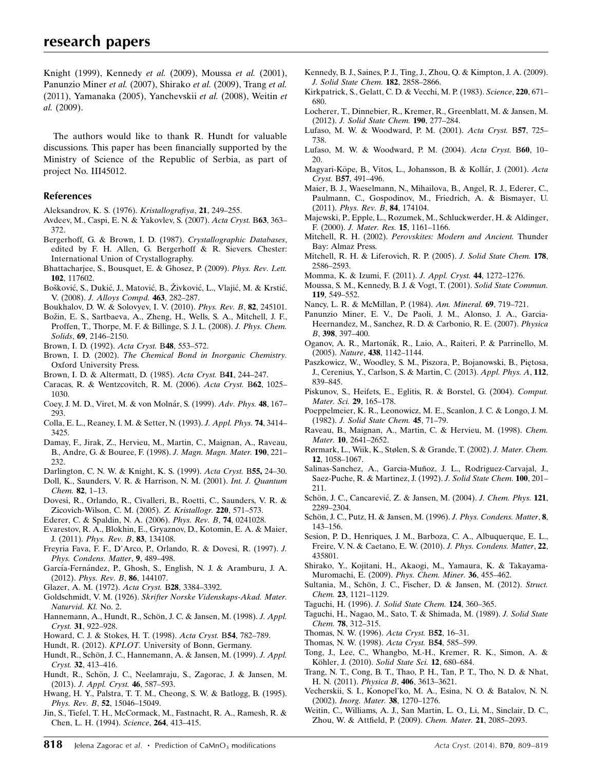Knight (1999), Kennedy *et al.* (2009), Moussa *et al.* (2001), Panunzio Miner *et al.* (2007), Shirako *et al.* (2009), Trang *et al.* (2011), Yamanaka (2005), Yanchevskii *et al.* (2008), Weitin *et al.* (2009).

The authors would like to thank R. Hundt for valuable discussions. This paper has been financially supported by the Ministry of Science of the Republic of Serbia, as part of project No. III45012.

## References

Aleksandrov, K. S. (1976). *Kristallografiya*, **21**, 249–255.

Avdeev, M., Caspi, E. N. & Yakovlev, S. (2007). *Acta Cryst.* B**63**, 363–372.

Bergerhoff, G. & Brown, I. D. (1987). *Crystallographic Databases*, edited by F. H. Allen, G. Bergerhoff & R. Sievers. Chester: International Union of Crystallography.

Bhattacharjee, S., Bousquet, E. & Ghosez, P. (2009). *Phys. Rev. Lett.* **102**, 117602.

Bošković, S., Dukić, J., Matović, B., Živković, L., Vlajić, M. & Krstić, V. (2008). *J. Alloys Compd.* **463**, 282–287.

Boukhalov, D. W. & Solovyev, I. V. (2010). *Phys. Rev. B*, **82**, 245101.

Božin, E. S., Sartbaeva, A., Zheng, H., Wells, S. A., Mitchell, J. F., Proffen, T., Thorpe, M. F. & Billinge, S. J. L. (2008). *J. Phys. Chem. Solids*, **69**, 2146–2150.

Brown, I. D. (1992). *Acta Cryst.* B**48**, 553–572.

Brown, I. D. (2002). *The Chemical Bond in Inorganic Chemistry*. Oxford University Press.

Brown, I. D. & Altermatt, D. (1985). *Acta Cryst.* B**41**, 244–247.

Caracas, R. & Wentzcovitch, R. M. (2006). *Acta Cryst.* B**62**, 1025–1030.

Coey, J. M. D., Viret, M. & von Molnár, S. (1999). *Adv. Phys.* **48**, 167–293.

Colla, E. L., Reaney, I. M. & Setter, N. (1993). *J. Appl. Phys.* **74**, 3414–3425.

Damay, F., Jirak, Z., Hervieu, M., Martin, C., Maignan, A., Raveau, B., Andre, G. & Bouree, F. (1998). *J. Magn. Magn. Mater.* **190**, 221–232.

Darlington, C. N. W. & Knight, K. S. (1999). *Acta Cryst.* B**55,** 24–30.

Doll, K., Saunders, V. R. & Harrison, N. M. (2001). *Int. J. Quantum Chem.* **82**, 1–13.

Dovesi, R., Orlando, R., Civalleri, B., Roetti, C., Saunders, V. R. & Zicovich-Wilson, C. M. (2005). *Z. Kristallogr.* **220**, 571–573.

Ederer, C. & Spaldin, N. A. (2006). *Phys. Rev. B*, **74**, 0241028.

Evarestov, R. A., Blokhin, E., Gryaznov, D., Kotomin, E. A. & Maier, J. (2011). *Phys. Rev. B*, **83**, 134108.

Freyria Fava, F. F., D'Arco, P., Orlando, R. & Dovesi, R. (1997). *J. Phys. Condens. Matter*, **9**, 489–498.

García-Fernández, P., Ghosh, S., English, N. J. & Aramburu, J. A. (2012). *Phys. Rev. B*, **86**, 144107.

Glazer, A. M. (1972). *Acta Cryst.* B**28**, 3384–3392.

Goldschmidt, V. M. (1926). *Skrifter Norske Videnskaps-Akad. Mater. Naturvid. Kl.* No. 2.

Hannemann, A., Hundt, R., Schön, J. C. & Jansen, M. (1998). *J. Appl. Cryst.* **31**, 922–928.

Howard, C. J. & Stokes, H. T. (1998). *Acta Cryst.* B**54**, 782–789.

Hundt, R. (2012). *KPLOT*. University of Bonn, Germany.

Hundt, R., Schön, J. C., Hannemann, A. & Jansen, M. (1999). *J. Appl. Cryst.* **32**, 413–416.

Hundt, R., Schön, J. C., Neelamraju, S., Zagorac, J. & Jansen, M. (2013). *J. Appl. Cryst.* **46**, 587–593.

Hwang, H. Y., Palstra, T. T. M., Cheong, S. W. & Batlogg, B. (1995). *Phys. Rev. B*, **52**, 15046–15049.

Jin, S., Tiefel, T. H., McCormack, M., Fastnacht, R. A., Ramesh, R. & Chen, L. H. (1994). *Science*, **264**, 413–415.

Kennedy, B. J., Saines, P. J., Ting, J., Zhou, Q. & Kimpton, J. A. (2009). *J. Solid State Chem.* **182**, 2858–2866.

Kirkpatrick, S., Gelatt, C. D. & Vecchi, M. P. (1983). *Science*, **220**, 671–680.

Locherer, T., Dinnebier, R., Kremer, R., Greenblatt, M. & Jansen, M. (2012). *J. Solid State Chem.* **190**, 277–284.

Lufaso, M. W. & Woodward, P. M. (2001). *Acta Cryst.* B**57**, 725–738.

Lufaso, M. W. & Woodward, P. M. (2004). *Acta Cryst.* B**60**, 10–20.

Magyari-Köpe, B., Vitos, L., Johansson, B. & Kollár, J. (2001). *Acta Cryst.* B**57**, 491–496.

Maier, B. J., Waeselmann, N., Mihailova, B., Angel, R. J., Ederer, C., Paulmann, C., Gospodinov, M., Friedrich, A. & Bismayer, U. (2011). *Phys. Rev. B*, **84**, 174104.

Majewski, P., Epple, L., Rozumek, M., Schluckwerder, H. & Aldinger, F. (2000). *J. Mater. Res.* **15**, 1161–1166.

Mitchell, R. H. (2002). *Perovskites: Modern and Ancient.* Thunder Bay: Almaz Press.

Mitchell, R. H. & Liferovich, R. P. (2005). *J. Solid State Chem.* **178**, 2586–2593.

Momma, K. & Izumi, F. (2011). *J. Appl. Cryst.* **44**, 1272–1276.

Moussa, S. M., Kennedy, B. J. & Vogt, T. (2001). *Solid State Commun.* **119**, 549–552.

Nancy, L. R. & McMillan, P. (1984). *Am. Mineral.* **69**, 719–721.

Panunzio Miner, E. V., De Paoli, J. M., Alonso, J. A., Garcia-Heernandez, M., Sanchez, R. D. & Carbonio, R. E. (2007). *Physica B*, **398**, 397–400.

Oganov, A. R., Martoňák, R., Laio, A., Raiteri, P. & Parrinello, M. (2005). *Nature*, **438**, 1142–1144.

Paszkowicz, W., Woodley, S. M., Piszora, P., Bojanowski, B., Piętosa, J., Cerenius, Y., Carlson, S. & Martin, C. (2013). *Appl. Phys. A*, **112**, 839–845.

Piskunov, S., Heifets, E., Eglitis, R. & Borstel, G. (2004). *Comput. Mater. Sci.* **29**, 165–178.

Poeppelmeier, K. R., Leonowicz, M. E., Scanlon, J. C. & Longo, J. M. (1982). *J. Solid State Chem.* **45**, 71–79.

Raveau, B., Maignan, A., Martin, C. & Hervieu, M. (1998). *Chem. Mater.* **10**, 2641–2652.

Rørmark, L., Wiik, K., Stølen, S. & Grande, T. (2002). *J. Mater. Chem.* **12**, 1058–1067.

Salinas-Sanchez, A., Garcia-Muñoz, J. L., Rodriguez-Carvajal, J., Saez-Puche, R. & Martinez, J. (1992). *J. Solid State Chem.* **100**, 201–211.

Schön, J. C., Cancarević, Z. & Jansen, M. (2004). *J. Chem. Phys.* **121**, 2289–2304.

Schön, J. C., Putz, H. & Jansen, M. (1996). *J. Phys. Condens. Matter*, **8**, 143–156.

Sesion, P. D., Henriques, J. M., Barboza, C. A., Albuquerque, E. L., Freire, V. N. & Caetano, E. W. (2010). *J. Phys. Condens. Matter*, **22**, 435801.

Shirako, Y., Kojitani, H., Akaogi, M., Yamaura, K. & Takayama-Muromachi, E. (2009). *Phys. Chem. Miner.* **36**, 455–462.

Sultania, M., Schön, J. C., Fischer, D. & Jansen, M. (2012). *Struct. Chem.* **23**, 1121–1129.

Taguchi, H. (1996). *J. Solid State Chem.* **124**, 360–365.

Taguchi, H., Nagao, M., Sato, T. & Shimada, M. (1989). *J. Solid State Chem.* **78**, 312–315.

Thomas, N. W. (1996). *Acta Cryst.* B**52**, 16–31.

Thomas, N. W. (1998). *Acta Cryst.* B**54**, 585–599.

Tong, J., Lee, C., Whangbo, M.-H., Kremer, R. K., Simon, A. & Köhler, J. (2010). *Solid State Sci.* **12**, 680–684.

Trang, N. T., Cong, B. T., Thao, P. H., Tan, P. T., Tho, N. D. & Nhat, H. N. (2011). *Physica B*, **406**, 3613–3621.

Vecherskii, S. I., Konopel'ko, M. A., Esina, N. O. & Batalov, N. N. (2002). *Inorg. Mater.* **38**, 1270–1276.

Weitin, C., Williams, A. J., San Martin, L. O., Li, M., Sinclair, D. C., Zhou, W. & Attfield, P. (2009). *Chem. Mater.* **21**, 2085–2093.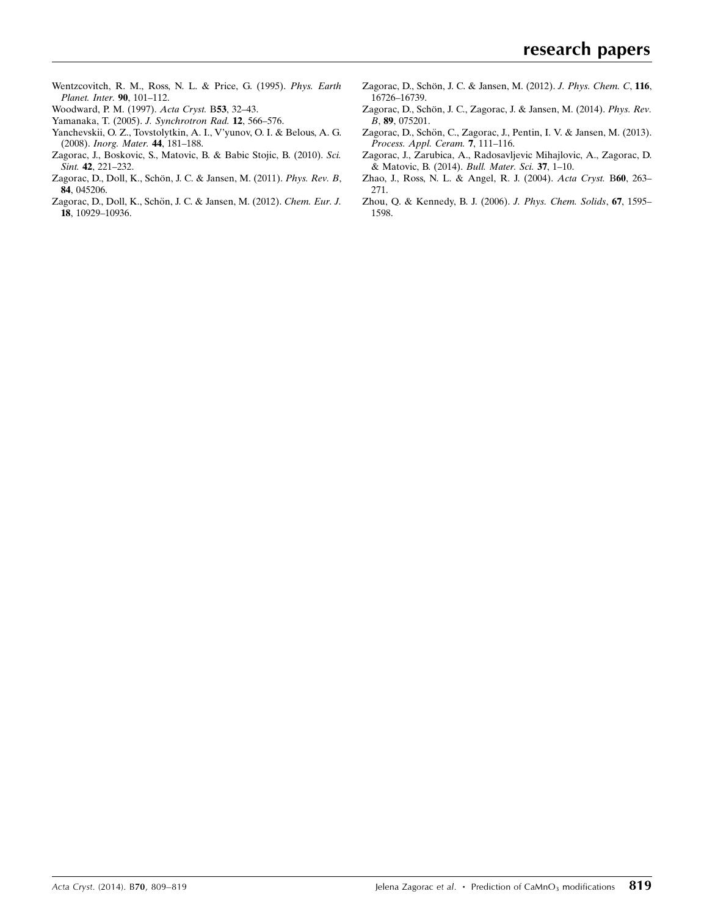Wentzcovitch, R. M., Ross, N. L. & Price, G. (1995). *Phys. Earth Planet. Inter.* **90**, 101–112.

Woodward, P. M. (1997). *Acta Cryst.* B**53**, 32–43.

Yamanaka, T. (2005). *J. Synchrotron Rad.* **12**, 566–576.

Yanchevskii, O. Z., Tovstolytkin, A. I., V'yunov, O. I. & Belous, A. G. (2008). *Inorg. Mater.* **44**, 181–188.

Zagorac, J., Boskovic, S., Matovic, B. & Babic Stojic, B. (2010). *Sci. Sint.* **42**, 221–232.

Zagorac, D., Doll, K., Schön, J. C. & Jansen, M. (2011). *Phys. Rev. B*, **84**, 045206.

Zagorac, D., Doll, K., Schön, J. C. & Jansen, M. (2012). *Chem. Eur. J.* **18**, 10929–10936.

Zagorac, D., Schön, J. C. & Jansen, M. (2012). *J. Phys. Chem. C*, **116**, 16726–16739.

Zagorac, D., Schön, J. C., Zagorac, J. & Jansen, M. (2014). *Phys. Rev. B*, **89**, 075201.

Zagorac, D., Schön, C., Zagorac, J., Pentin, I. V. & Jansen, M. (2013). *Process. Appl. Ceram.* **7**, 111–116.

Zagorac, J., Zarubica, A., Radosavljevic Mihajlovic, A., Zagorac, D. & Matovic, B. (2014). *Bull. Mater. Sci.* **37**, 1–10.

Zhao, J., Ross, N. L. & Angel, R. J. (2004). *Acta Cryst.* B**60**, 263–271.

Zhou, Q. & Kennedy, B. J. (2006). *J. Phys. Chem. Solids*, **67**, 1595–1598.